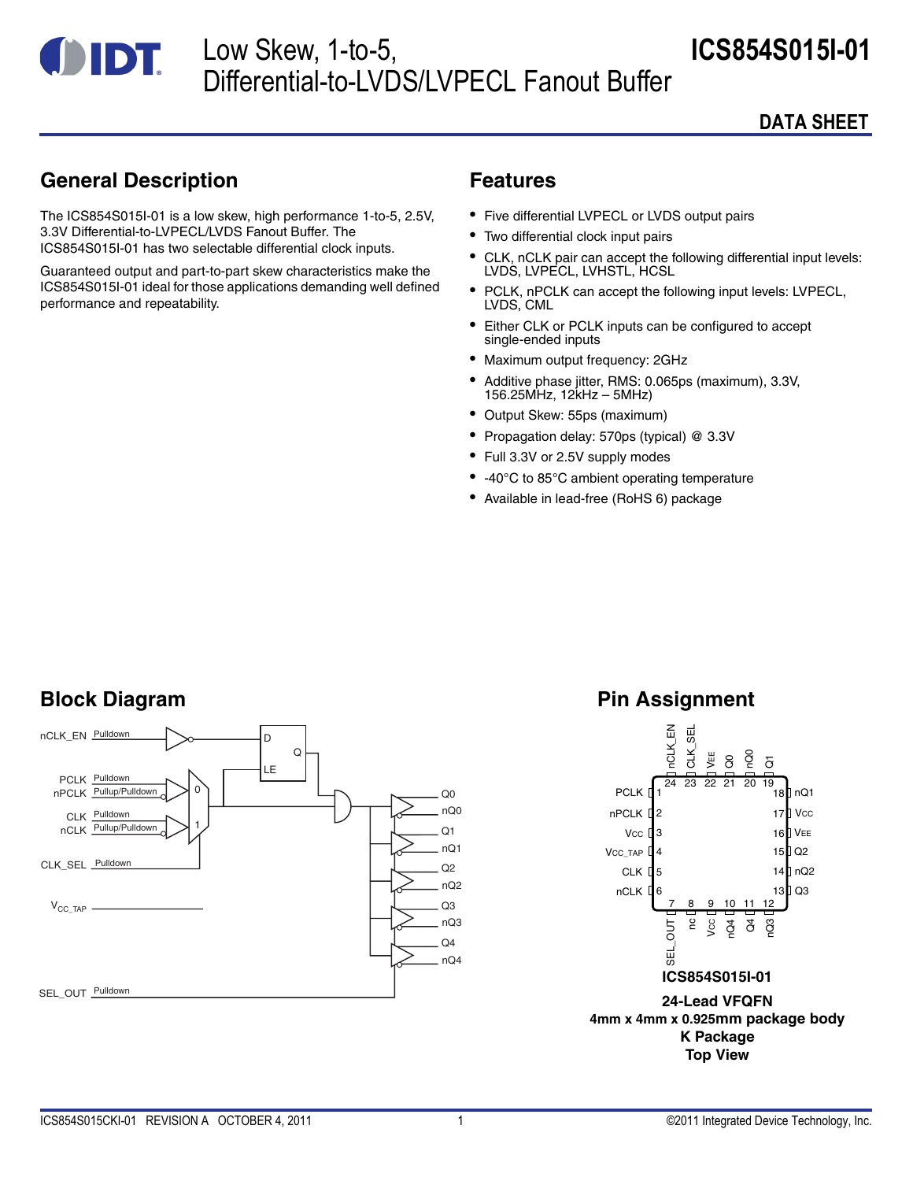# ICS854S015I-01

# Low Skew, 1-to-5, Differential-to-LVDS/LVPECL Fanout Buffer

**DATA SHEET**

## General Description

The ICS854S015I-01 is a low skew, high performance 1-to-5, 2.5V, 3.3V Differential-to-LVPECL/LVDS Fanout Buffer. The ICS854S015I-01 has two selectable differential clock inputs.

Guaranteed output and part-to-part skew characteristics make the ICS854S015I-01 ideal for those applications demanding well defined performance and repeatability.

## Features

- Five differential LVPECL or LVDS output pairs
- Two differential clock input pairs
- CLK, nCLK pair can accept the following differential input levels: LVDS, LVPECL, LVHSTL, HCSL
- PCLK, nPCLK can accept the following input levels: LVPECL, LVDS, CML
- Either CLK or PCLK inputs can be configured to accept single-ended inputs
- Maximum output frequency: 2GHz
- Additive phase jitter, RMS: 0.065ps (maximum), 3.3V, 156.25MHz, 12kHz – 5MHz)
- Output Skew: 55ps (maximum)
- Propagation delay: 570ps (typical) @ 3.3V
- Full 3.3V or 2.5V supply modes
- -40°C to 85°C ambient operating temperature
- Available in lead-free (RoHS 6) package

## Block Diagram

nCLK_EN (Pulldown), PCLK (Pulldown), nPCLK (Pullup/Pulldown), CLK (Pulldown), nCLK (Pullup/Pulldown), CLK_SEL (Pulldown), $V_{CC\_TAP}$, SEL_OUT (Pulldown); outputs Q0/nQ0, Q1/nQ1, Q2/nQ2, Q3/nQ3, Q4/nQ4.

## Pin Assignment

| Pin | Name | Pin | Name |
|---|---|---|---|
| 1 | PCLK | 13 | Q3 |
| 2 | nPCLK | 14 | nQ2 |
| 3 | Vcc | 15 | Q2 |
| 4 | Vcc_TAP | 16 | VEE |
| 5 | CLK | 17 | Vcc |
| 6 | nCLK | 18 | nQ1 |
| 7 | SEL_OUT | 19 | Q1 |
| 8 | nc | 20 | nQ0 |
| 9 | Vcc | 21 | Q0 |
| 10 | nQ4 | 22 | VEE |
| 11 | Q4 | 23 | CLK_SEL |
| 12 | nQ3 | 24 | nCLK_EN |

**ICS854S015I-01**

**24-Lead VFQFN**
**4mm x 4mm x 0.925mm package body**
**K Package**
**Top View**